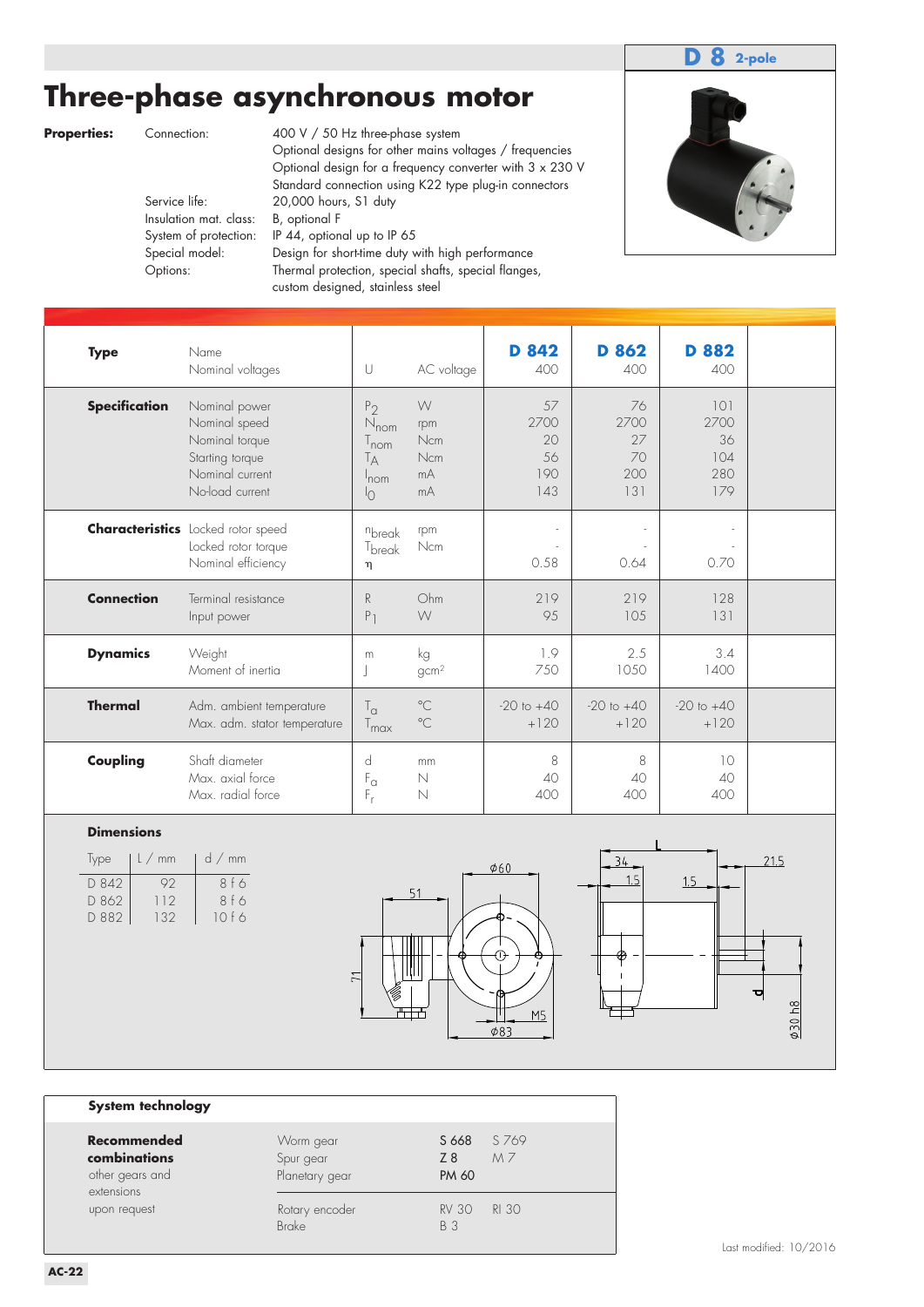# Three-phase asynchronous motor

**D 8** 2-pole

**Properties:**

| | |
|---|---|
| Connection: | 400 V / 50 Hz three-phase system<br>Optional designs for other mains voltages / frequencies<br>Optional design for a frequency converter with 3 x 230 V<br>Standard connection using K22 type plug-in connectors |
| Service life: | 20,000 hours, S1 duty |
| Insulation mat. class: | B, optional F |
| System of protection: | IP 44, optional up to IP 65 |
| Special model: | Design for short-time duty with high performance |
| Options: | Thermal protection, special shafts, special flanges, custom designed, stainless steel |

| | | | | D 842 | D 862 | D 882 |
|---|---|---|---|---|---|---|
| **Type** | Name | | | **D 842** | **D 862** | **D 882** |
| | Nominal voltages | U | AC voltage | 400 | 400 | 400 |
| **Specification** | Nominal power | $P_2$ | W | 57 | 76 | 101 |
| | Nominal speed | $N_{nom}$ | rpm | 2700 | 2700 | 2700 |
| | Nominal torque | $T_{nom}$ | Ncm | 20 | 27 | 36 |
| | Starting torque | $T_A$ | Ncm | 56 | 70 | 104 |
| | Nominal current | $I_{nom}$ | mA | 190 | 200 | 280 |
| | No-load current | $I_0$ | mA | 143 | 131 | 179 |
| **Characteristics** | Locked rotor speed | $n_{break}$ | rpm | - | - | - |
| | Locked rotor torque | $T_{break}$ | Ncm | - | - | - |
| | Nominal efficiency | $\eta$ | | 0.58 | 0.64 | 0.70 |
| **Connection** | Terminal resistance | R | Ohm | 219 | 219 | 128 |
| | Input power | $P_1$ | W | 95 | 105 | 131 |
| **Dynamics** | Weight | m | kg | 1.9 | 2.5 | 3.4 |
| | Moment of inertia | J | $gcm^2$ | 750 | 1050 | 1400 |
| **Thermal** | Adm. ambient temperature | $T_a$ | °C | -20 to +40 | -20 to +40 | -20 to +40 |
| | Max. adm. stator temperature | $T_{max}$ | °C | +120 | +120 | +120 |
| **Coupling** | Shaft diameter | d | mm | 8 | 8 | 10 |
| | Max. axial force | $F_a$ | N | 40 | 40 | 40 |
| | Max. radial force | $F_r$ | N | 400 | 400 | 400 |

## Dimensions

| Type | L / mm | d / mm |
|---|---|---|
| D 842 | 92 | 8 f 6 |
| D 862 | 112 | 8 f 6 |
| D 882 | 132 | 10 f 6 |

## System technology

| | | | |
|---|---|---|---|
| **Recommended combinations** | Worm gear | S 668 | S 769 |
| other gears and extensions | Spur gear | Z 8 | M 7 |
| upon request | Planetary gear | PM 60 | |
| | Rotary encoder | RV 30 | RI 30 |
| | Brake | B 3 | |

Last modified: 10/2016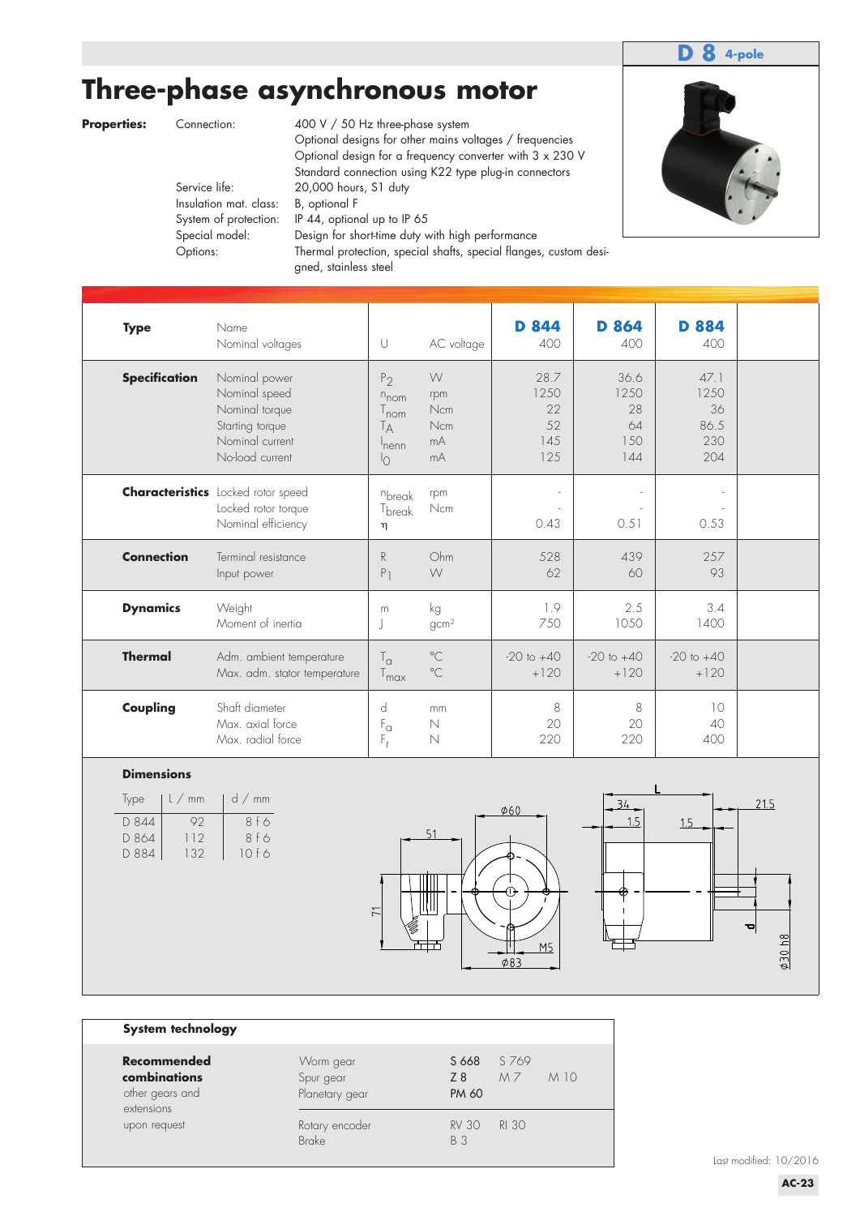**D 8** 4-pole

# Three-phase asynchronous motor

**Properties:**

| | |
|---|---|
| Connection: | 400 V / 50 Hz three-phase system<br>Optional designs for other mains voltages / frequencies<br>Optional design for a frequency converter with 3 x 230 V<br>Standard connection using K22 type plug-in connectors |
| Service life: | 20,000 hours, S1 duty |
| Insulation mat. class: | B, optional F |
| System of protection: | IP 44, optional up to IP 65 |
| Special model: | Design for short-time duty with high performance |
| Options: | Thermal protection, special shafts, special flanges, custom designed, stainless steel |

| Type | Name | | | D 844 | D 864 | D 884 |
|---|---|---|---|---|---|---|
| | Nominal voltages | U | AC voltage | 400 | 400 | 400 |
| **Specification** | Nominal power | $P_2$ | W | 28.7 | 36.6 | 47.1 |
| | Nominal speed | $n_{nom}$ | rpm | 1250 | 1250 | 1250 |
| | Nominal torque | $T_{nom}$ | Ncm | 22 | 28 | 36 |
| | Starting torque | $T_A$ | Ncm | 52 | 64 | 86.5 |
| | Nominal current | $I_{nenn}$ | mA | 145 | 150 | 230 |
| | No-load current | $I_0$ | mA | 125 | 144 | 204 |
| **Characteristics** | Locked rotor speed | $n_{break}$ | rpm | - | - | - |
| | Locked rotor torque | $T_{break}$ | Ncm | - | - | - |
| | Nominal efficiency | $\eta$ | | 0.43 | 0.51 | 0.53 |
| **Connection** | Terminal resistance | R | Ohm | 528 | 439 | 257 |
| | Input power | $P_1$ | W | 62 | 60 | 93 |
| **Dynamics** | Weight | m | kg | 1.9 | 2.5 | 3.4 |
| | Moment of inertia | J | gcm² | 750 | 1050 | 1400 |
| **Thermal** | Adm. ambient temperature | $T_a$ | °C | -20 to +40 | -20 to +40 | -20 to +40 |
| | Max. adm. stator temperature | $T_{max}$ | °C | +120 | +120 | +120 |
| **Coupling** | Shaft diameter | d | mm | 8 | 8 | 10 |
| | Max. axial force | $F_a$ | N | 20 | 20 | 40 |
| | Max. radial force | $F_r$ | N | 220 | 220 | 400 |

### Dimensions

| Type | L / mm | d / mm |
|---|---|---|
| D 844 | 92 | 8 f 6 |
| D 864 | 112 | 8 f 6 |
| D 884 | 132 | 10 f 6 |

ø60
51
71
M5
ø83
L
34
1.5
1.5
21.5
d
ø30 h8

### System technology

| | | | | |
|---|---|---|---|---|
| **Recommended combinations** | Worm gear | S 668 | S 769 | |
| other gears and extensions | Spur gear | Z 8 | M 7 | M 10 |
| upon request | Planetary gear | PM 60 | | |
| | Rotary encoder | RV 30 | RI 30 | |
| | Brake | B 3 | | |

Last modified: 10/2016